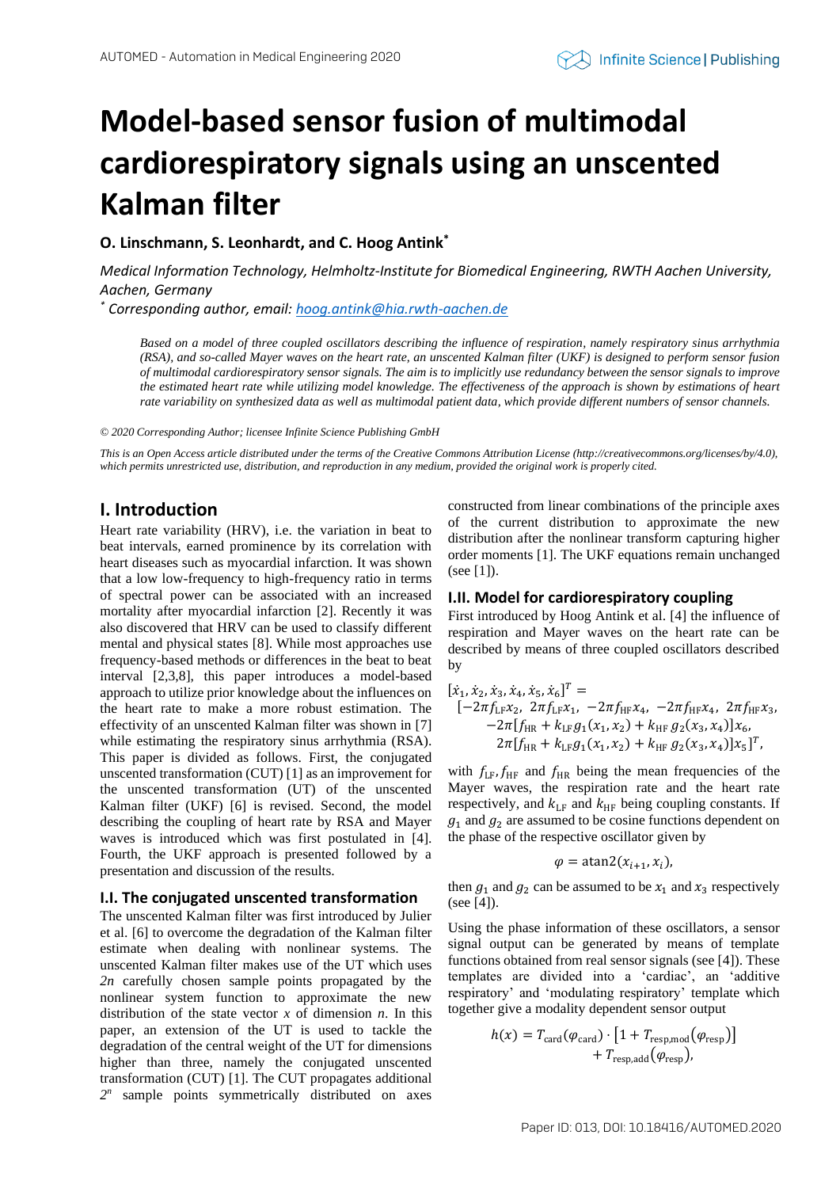# Model-based sensor fusion of multimodal cardiorespiratory signals using an unscented Kalman filter

**O. Linschmann, S. Leonhardt, and C. Hoog Antink***

*Medical Information Technology, Helmholtz-Institute for Biomedical Engineering, RWTH Aachen University, Aachen, Germany*

*\* Corresponding author, email: hoog.antink@hia.rwth-aachen.de*

*Based on a model of three coupled oscillators describing the influence of respiration, namely respiratory sinus arrhythmia (RSA), and so-called Mayer waves on the heart rate, an unscented Kalman filter (UKF) is designed to perform sensor fusion of multimodal cardiorespiratory sensor signals. The aim is to implicitly use redundancy between the sensor signals to improve the estimated heart rate while utilizing model knowledge. The effectiveness of the approach is shown by estimations of heart rate variability on synthesized data as well as multimodal patient data, which provide different numbers of sensor channels.*

*© 2020 Corresponding Author; licensee Infinite Science Publishing GmbH*

*This is an Open Access article distributed under the terms of the Creative Commons Attribution License (http://creativecommons.org/licenses/by/4.0), which permits unrestricted use, distribution, and reproduction in any medium, provided the original work is properly cited.*

## I. Introduction

Heart rate variability (HRV), i.e. the variation in beat to beat intervals, earned prominence by its correlation with heart diseases such as myocardial infarction. It was shown that a low low-frequency to high-frequency ratio in terms of spectral power can be associated with an increased mortality after myocardial infarction [2]. Recently it was also discovered that HRV can be used to classify different mental and physical states [8]. While most approaches use frequency-based methods or differences in the beat to beat interval [2,3,8], this paper introduces a model-based approach to utilize prior knowledge about the influences on the heart rate to make a more robust estimation. The effectivity of an unscented Kalman filter was shown in [7] while estimating the respiratory sinus arrhythmia (RSA). This paper is divided as follows. First, the conjugated unscented transformation (CUT) [1] as an improvement for the unscented transformation (UT) of the unscented Kalman filter (UKF) [6] is revised. Second, the model describing the coupling of heart rate by RSA and Mayer waves is introduced which was first postulated in [4]. Fourth, the UKF approach is presented followed by a presentation and discussion of the results.

### I.I. The conjugated unscented transformation

The unscented Kalman filter was first introduced by Julier et al. [6] to overcome the degradation of the Kalman filter estimate when dealing with nonlinear systems. The unscented Kalman filter makes use of the UT which uses $2n$ carefully chosen sample points propagated by the nonlinear system function to approximate the new distribution of the state vector $x$ of dimension $n$. In this paper, an extension of the UT is used to tackle the degradation of the central weight of the UT for dimensions higher than three, namely the conjugated unscented transformation (CUT) [1]. The CUT propagates additional $2^n$ sample points symmetrically distributed on axes constructed from linear combinations of the principle axes of the current distribution to approximate the new distribution after the nonlinear transform capturing higher order moments [1]. The UKF equations remain unchanged (see [1]).

### I.II. Model for cardiorespiratory coupling

First introduced by Hoog Antink et al. [4] the influence of respiration and Mayer waves on the heart rate can be described by means of three coupled oscillators described by

$$
\begin{aligned}
[\dot{x}_1, \dot{x}_2, \dot{x}_3, \dot{x}_4, \dot{x}_5, \dot{x}_6]^T = \\
[-2\pi f_{\mathrm{LF}} x_2,\ 2\pi f_{\mathrm{LF}} x_1,\ -2\pi f_{\mathrm{HF}} x_4,\ -2\pi f_{\mathrm{HF}} x_4,\ 2\pi f_{\mathrm{HF}} x_3, \\
-2\pi [f_{\mathrm{HR}} + k_{\mathrm{LF}} g_1(x_1, x_2) + k_{\mathrm{HF}}\, g_2(x_3, x_4)] x_6, \\
2\pi [f_{\mathrm{HR}} + k_{\mathrm{LF}} g_1(x_1, x_2) + k_{\mathrm{HF}}\, g_2(x_3, x_4)] x_5]^T,
\end{aligned}
$$

with $f_{\mathrm{LF}}, f_{\mathrm{HF}}$ and $f_{\mathrm{HR}}$ being the mean frequencies of the Mayer waves, the respiration rate and the heart rate respectively, and $k_{\mathrm{LF}}$ and $k_{\mathrm{HF}}$ being coupling constants. If $g_1$ and $g_2$ are assumed to be cosine functions dependent on the phase of the respective oscillator given by

$$
\varphi = \mathrm{atan2}(x_{i+1}, x_i),
$$

then $g_1$ and $g_2$ can be assumed to be $x_1$ and $x_3$ respectively (see [4]).

Using the phase information of these oscillators, a sensor signal output can be generated by means of template functions obtained from real sensor signals (see [4]). These templates are divided into a 'cardiac', an 'additive respiratory' and 'modulating respiratory' template which together give a modality dependent sensor output

$$
h(x) = T_{\mathrm{card}}(\varphi_{\mathrm{card}}) \cdot \left[1 + T_{\mathrm{resp,mod}}(\varphi_{\mathrm{resp}})\right] + T_{\mathrm{resp,add}}(\varphi_{\mathrm{resp}}),
$$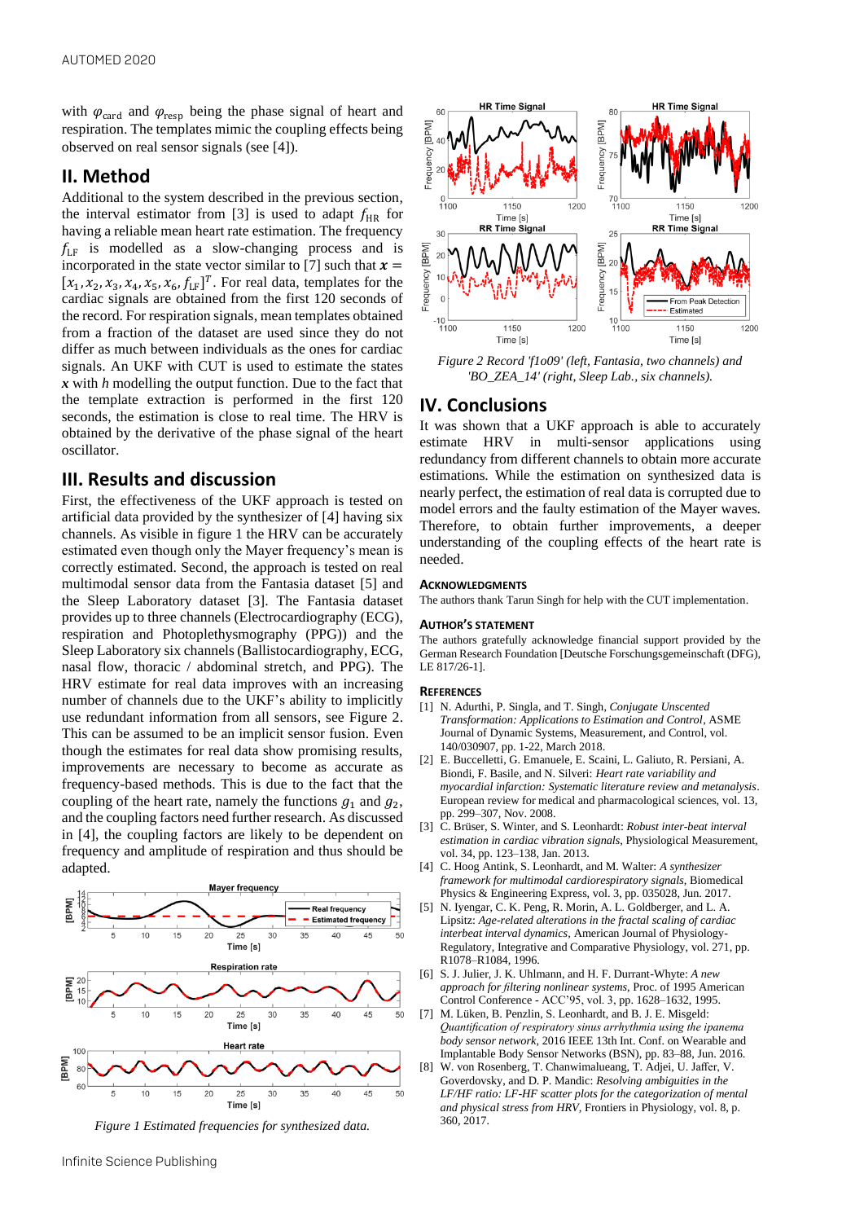with $\varphi_{\text{card}}$ and $\varphi_{\text{resp}}$ being the phase signal of heart and respiration. The templates mimic the coupling effects being observed on real sensor signals (see [4]).

## II. Method

Additional to the system described in the previous section, the interval estimator from [3] is used to adapt $f_{\text{HR}}$ for having a reliable mean heart rate estimation. The frequency $f_{\text{LF}}$ is modelled as a slow-changing process and is incorporated in the state vector similar to [7] such that $\boldsymbol{x} = [x_1, x_2, x_3, x_4, x_5, x_6, f_{\text{LF}}]^T$. For real data, templates for the cardiac signals are obtained from the first 120 seconds of the record. For respiration signals, mean templates obtained from a fraction of the dataset are used since they do not differ as much between individuals as the ones for cardiac signals. An UKF with CUT is used to estimate the states $\boldsymbol{x}$ with $h$ modelling the output function. Due to the fact that the template extraction is performed in the first 120 seconds, the estimation is close to real time. The HRV is obtained by the derivative of the phase signal of the heart oscillator.

## III. Results and discussion

First, the effectiveness of the UKF approach is tested on artificial data provided by the synthesizer of [4] having six channels. As visible in figure 1 the HRV can be accurately estimated even though only the Mayer frequency's mean is correctly estimated. Second, the approach is tested on real multimodal sensor data from the Fantasia dataset [5] and the Sleep Laboratory dataset [3]. The Fantasia dataset provides up to three channels (Electrocardiography (ECG), respiration and Photoplethysmography (PPG)) and the Sleep Laboratory six channels (Ballistocardiography, ECG, nasal flow, thoracic / abdominal stretch, and PPG). The HRV estimate for real data improves with an increasing number of channels due to the UKF's ability to implicitly use redundant information from all sensors, see Figure 2. This can be assumed to be an implicit sensor fusion. Even though the estimates for real data show promising results, improvements are necessary to become as accurate as frequency-based methods. This is due to the fact that the coupling of the heart rate, namely the functions $g_1$ and $g_2$, and the coupling factors need further research. As discussed in [4], the coupling factors are likely to be dependent on frequency and amplitude of respiration and thus should be adapted.

Mayer frequency
[BPM]
14
12
10
8
6
4
2
5 10 15 20 25 30 35 40 45 50
Time [s]
Real frequency
Estimated frequency

Respiration rate
[BPM]
20
15
10
5 10 15 20 25 30 35 40 45 50
Time [s]

Heart rate
[BPM]
100
80
60
5 10 15 20 25 30 35 40 45 50
Time [s]

*Figure 1 Estimated frequencies for synthesized data.*

HR Time Signal
Frequency [BPM]
60
40
20
0
1100 1150 1200
Time [s]

HR Time Signal
Frequency [BPM]
80
75
70
1100 1150 1200
Time [s]

RR Time Signal
Frequency [BPM]
30
20
10
0
-10
1100 1150 1200
Time [s]

RR Time Signal
Frequency [BPM]
25
20
15
10
1100 1150 1200
Time [s]
From Peak Detection
Estimated

*Figure 2 Record 'f1o09' (left, Fantasia, two channels) and 'BO_ZEA_14' (right, Sleep Lab., six channels).*

## IV. Conclusions

It was shown that a UKF approach is able to accurately estimate HRV in multi-sensor applications using redundancy from different channels to obtain more accurate estimations. While the estimation on synthesized data is nearly perfect, the estimation of real data is corrupted due to model errors and the faulty estimation of the Mayer waves. Therefore, to obtain further improvements, a deeper understanding of the coupling effects of the heart rate is needed.

### Acknowledgments

The authors thank Tarun Singh for help with the CUT implementation.

### Author's statement

The authors gratefully acknowledge financial support provided by the German Research Foundation [Deutsche Forschungsgemeinschaft (DFG), LE 817/26-1].

### References

[1] N. Adurthi, P. Singla, and T. Singh, *Conjugate Unscented Transformation: Applications to Estimation and Control*, ASME Journal of Dynamic Systems, Measurement, and Control, vol. 140/030907, pp. 1-22, March 2018.

[2] E. Buccelletti, G. Emanuele, E. Scaini, L. Galiuto, R. Persiani, A. Biondi, F. Basile, and N. Silveri: *Heart rate variability and myocardial infarction: Systematic literature review and metanalysis*. European review for medical and pharmacological sciences, vol. 13, pp. 299–307, Nov. 2008.

[3] C. Brüser, S. Winter, and S. Leonhardt: *Robust inter-beat interval estimation in cardiac vibration signals*, Physiological Measurement, vol. 34, pp. 123–138, Jan. 2013.

[4] C. Hoog Antink, S. Leonhardt, and M. Walter: *A synthesizer framework for multimodal cardiorespiratory signals*, Biomedical Physics & Engineering Express, vol. 3, pp. 035028, Jun. 2017.

[5] N. Iyengar, C. K. Peng, R. Morin, A. L. Goldberger, and L. A. Lipsitz: *Age-related alterations in the fractal scaling of cardiac interbeat interval dynamics*, American Journal of Physiology-Regulatory, Integrative and Comparative Physiology, vol. 271, pp. R1078–R1084, 1996.

[6] S. J. Julier, J. K. Uhlmann, and H. F. Durrant-Whyte: *A new approach for filtering nonlinear systems*, Proc. of 1995 American Control Conference - ACC'95, vol. 3, pp. 1628–1632, 1995.

[7] M. Lüken, B. Penzlin, S. Leonhardt, and B. J. E. Misgeld: *Quantification of respiratory sinus arrhythmia using the ipanema body sensor network*, 2016 IEEE 13th Int. Conf. on Wearable and Implantable Body Sensor Networks (BSN), pp. 83–88, Jun. 2016.

[8] W. von Rosenberg, T. Chanwimalueang, T. Adjei, U. Jaffer, V. Goverdovsky, and D. P. Mandic: *Resolving ambiguities in the LF/HF ratio: LF-HF scatter plots for the categorization of mental and physical stress from HRV*, Frontiers in Physiology, vol. 8, p. 360, 2017.